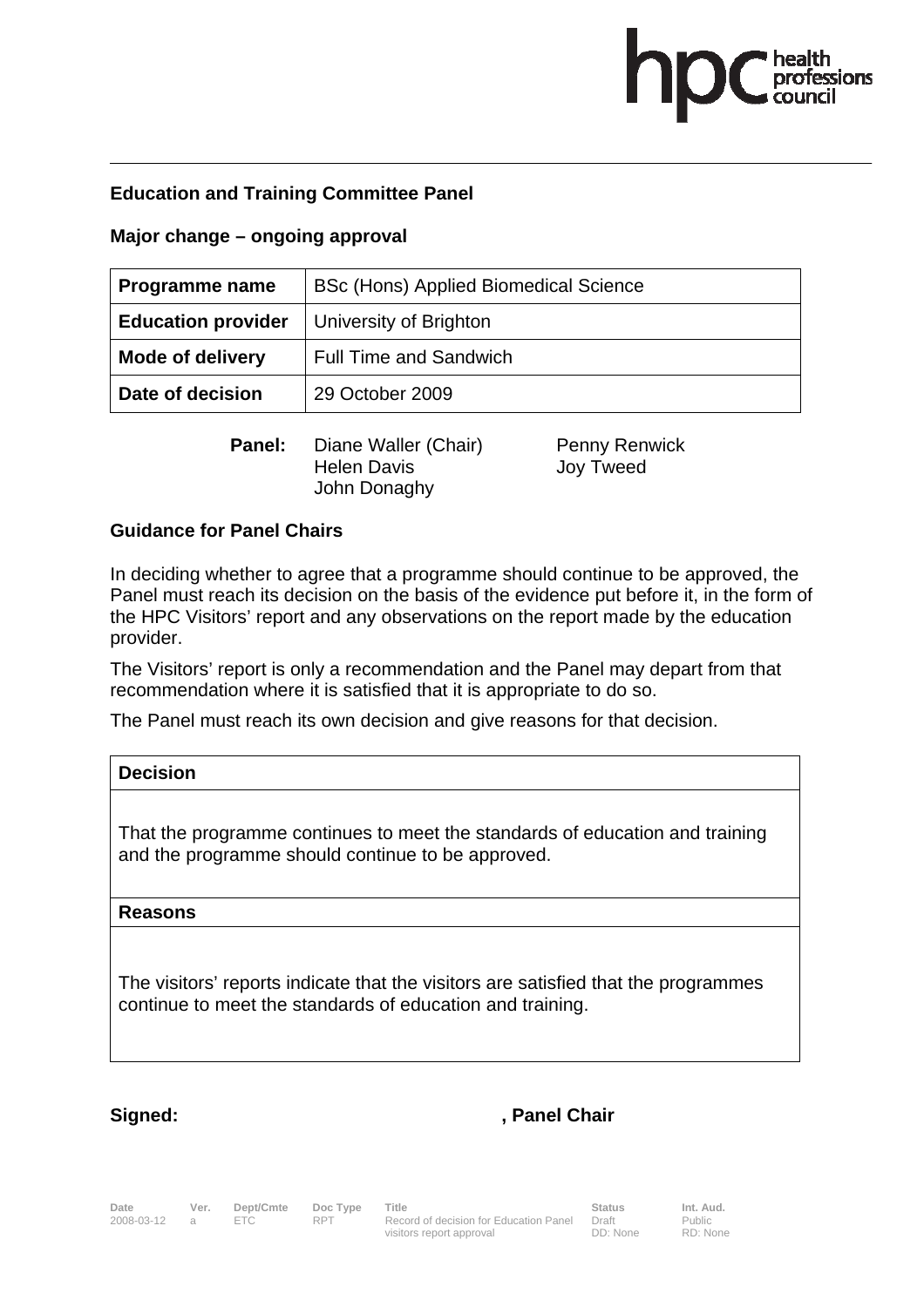**Education and Training Committee Panel**

**Major change – ongoing approval**

| **Programme name** | BSc (Hons) Applied Biomedical Science |
|---|---|
| **Education provider** | University of Brighton |
| **Mode of delivery** | Full Time and Sandwich |
| **Date of decision** | 29 October 2009 |

**Panel:** Diane Waller (Chair), Helen Davis, John Donaghy, Penny Renwick, Joy Tweed

**Guidance for Panel Chairs**

In deciding whether to agree that a programme should continue to be approved, the Panel must reach its decision on the basis of the evidence put before it, in the form of the HPC Visitors' report and any observations on the report made by the education provider.

The Visitors' report is only a recommendation and the Panel may depart from that recommendation where it is satisfied that it is appropriate to do so.

The Panel must reach its own decision and give reasons for that decision.

| **Decision** |
|---|
| That the programme continues to meet the standards of education and training and the programme should continue to be approved. |
| **Reasons** |
| The visitors' reports indicate that the visitors are satisfied that the programmes continue to meet the standards of education and training. |

**Signed:** , **Panel Chair**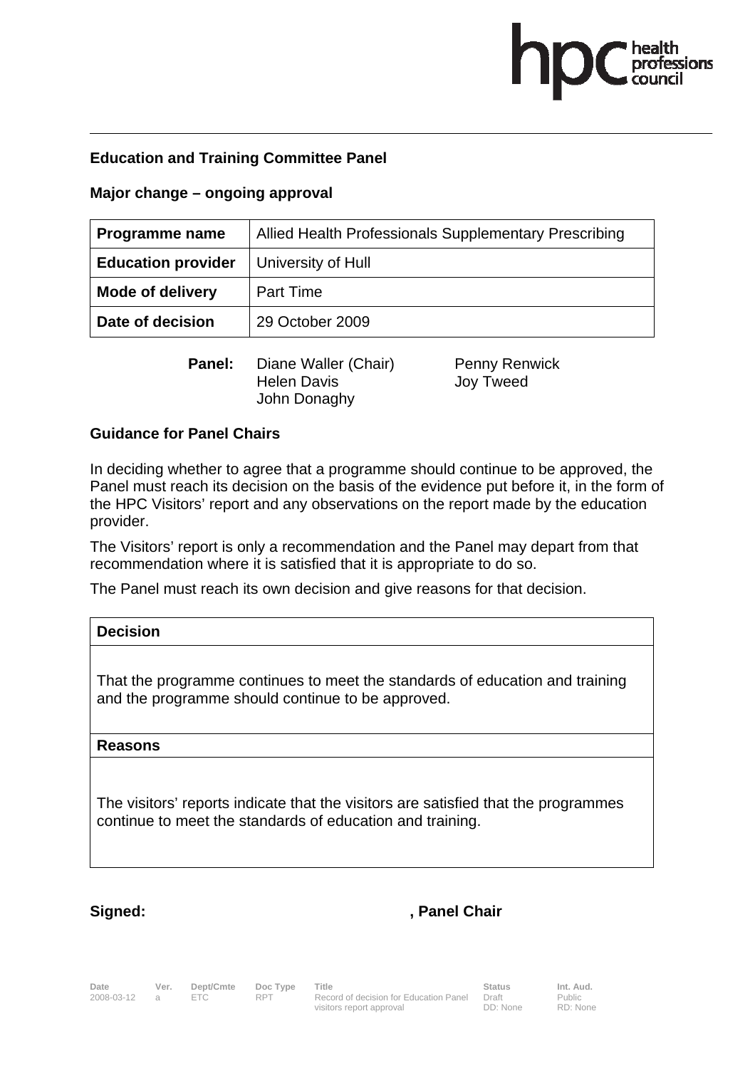**Education and Training Committee Panel**

**Major change – ongoing approval**

| **Programme name** | Allied Health Professionals Supplementary Prescribing |
| --- | --- |
| **Education provider** | University of Hull |
| **Mode of delivery** | Part Time |
| **Date of decision** | 29 October 2009 |

**Panel:** Diane Waller (Chair), Helen Davis, John Donaghy, Penny Renwick, Joy Tweed

**Guidance for Panel Chairs**

In deciding whether to agree that a programme should continue to be approved, the Panel must reach its decision on the basis of the evidence put before it, in the form of the HPC Visitors' report and any observations on the report made by the education provider.

The Visitors' report is only a recommendation and the Panel may depart from that recommendation where it is satisfied that it is appropriate to do so.

The Panel must reach its own decision and give reasons for that decision.

| **Decision** |
| --- |
| That the programme continues to meet the standards of education and training and the programme should continue to be approved. |
| **Reasons** |
| The visitors' reports indicate that the visitors are satisfied that the programmes continue to meet the standards of education and training. |

**Signed:** , **Panel Chair**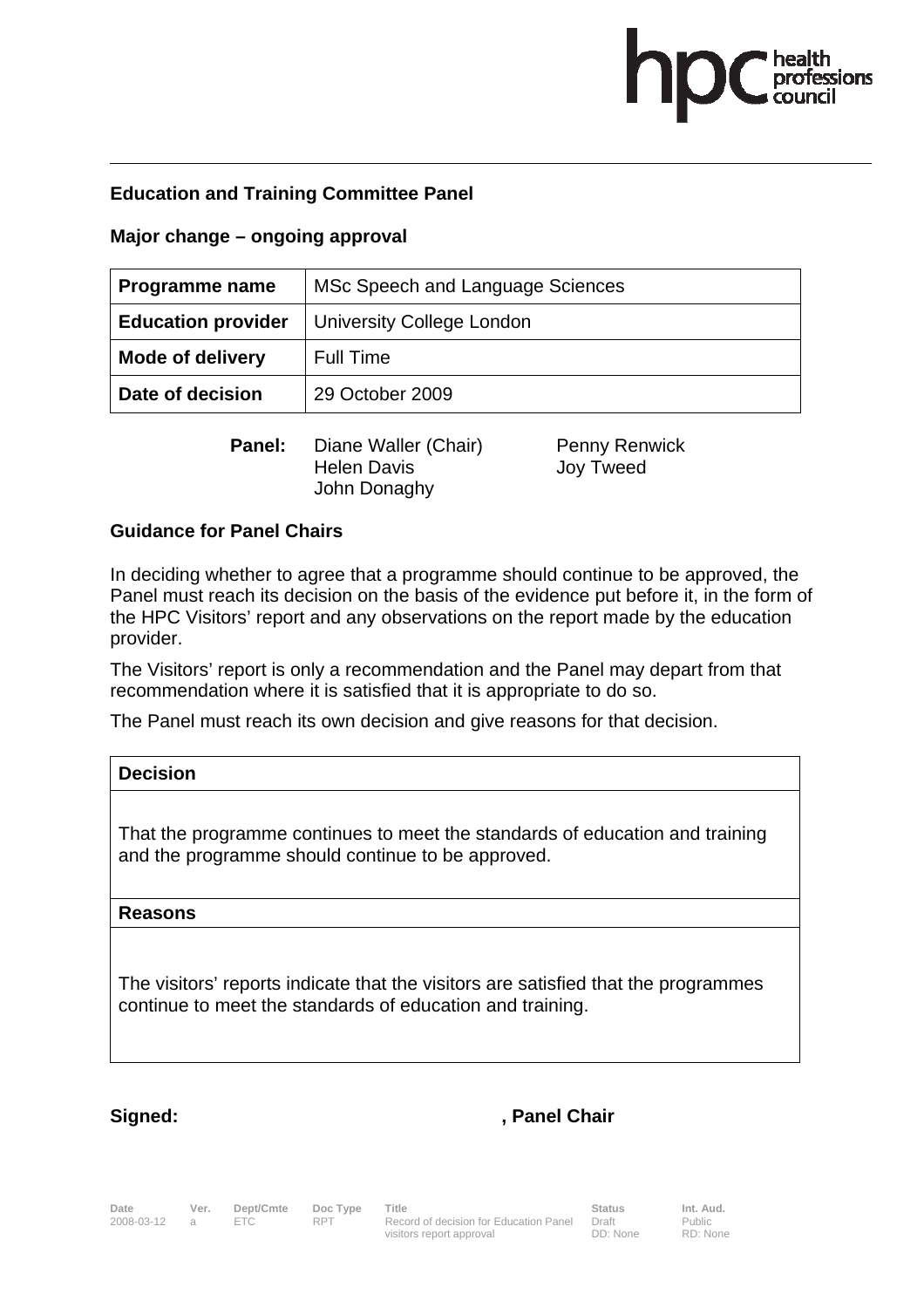**Education and Training Committee Panel**

**Major change – ongoing approval**

| | |
|---|---|
| **Programme name** | MSc Speech and Language Sciences |
| **Education provider** | University College London |
| **Mode of delivery** | Full Time |
| **Date of decision** | 29 October 2009 |

**Panel:** Diane Waller (Chair), Helen Davis, John Donaghy, Penny Renwick, Joy Tweed

**Guidance for Panel Chairs**

In deciding whether to agree that a programme should continue to be approved, the Panel must reach its decision on the basis of the evidence put before it, in the form of the HPC Visitors' report and any observations on the report made by the education provider.

The Visitors' report is only a recommendation and the Panel may depart from that recommendation where it is satisfied that it is appropriate to do so.

The Panel must reach its own decision and give reasons for that decision.

| **Decision** |
|---|
| That the programme continues to meet the standards of education and training and the programme should continue to be approved. |
| **Reasons** |
| The visitors' reports indicate that the visitors are satisfied that the programmes continue to meet the standards of education and training. |

**Signed:** , **Panel Chair**

| Date | Ver. | Dept/Cmte | Doc Type | Title | Status | Int. Aud. |
|---|---|---|---|---|---|---|
| 2008-03-12 | a | ETC | RPT | Record of decision for Education Panel visitors report approval | Draft DD: None | Public RD: None |